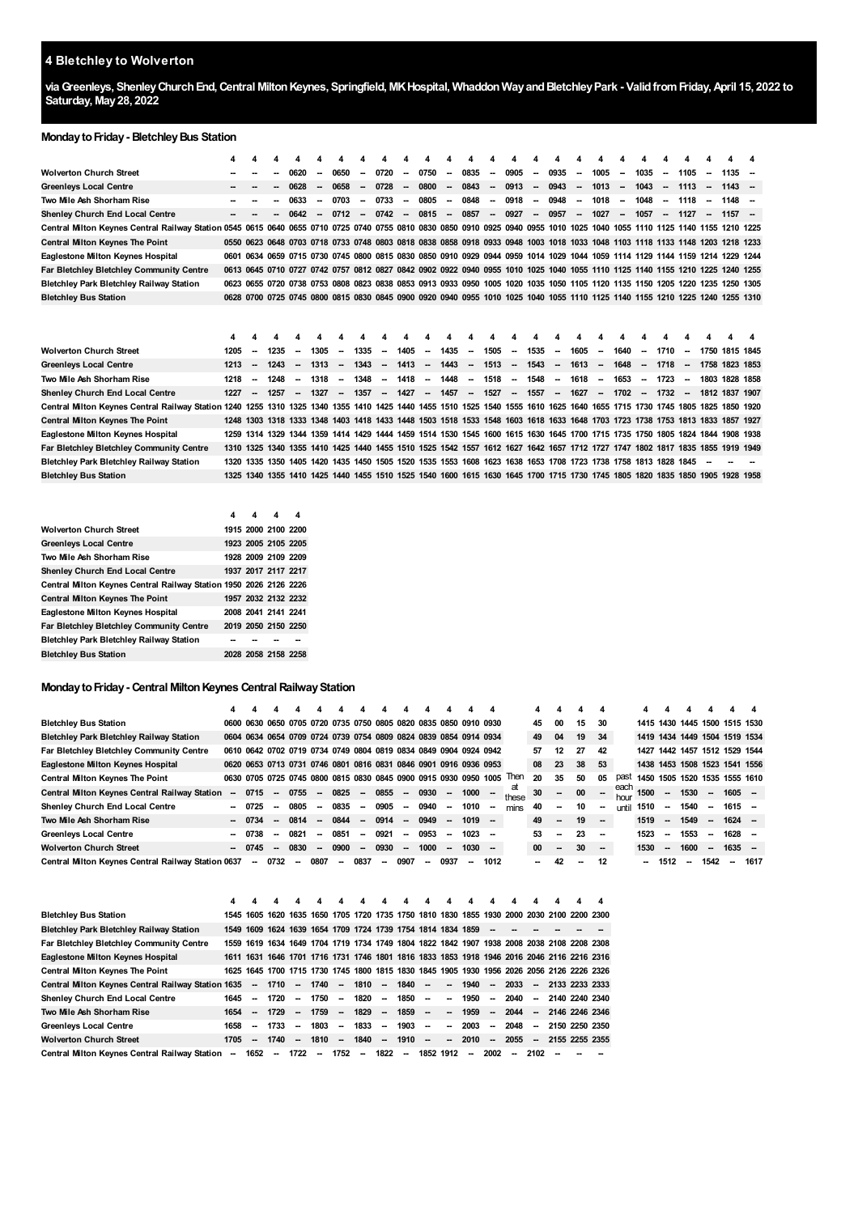# 4 Bletchley to Wolverton

**via Greenleys, Shenley Church End, Central Milton Keynes, Springfield, MK Hospital, Whaddon Way and Bletchley Park - Valid from Friday, April 15, 2022 to Saturday, May 28, 2022**

## Monday to Friday - Bletchley Bus Station

| | 4 | 4 | 4 | 4 | 4 | 4 | 4 | 4 | 4 | 4 | 4 | 4 | 4 | 4 | 4 | 4 | 4 | 4 | 4 | 4 | 4 | 4 | 4 | 4 |
|---|---|---|---|---|---|---|---|---|---|---|---|---|---|---|---|---|---|---|---|---|---|---|---|---|
| **Wolverton Church Street** | -- | -- | -- | 0620 | -- | 0650 | -- | 0720 | -- | 0750 | -- | 0835 | -- | 0905 | -- | 0935 | -- | 1005 | -- | 1035 | -- | 1105 | -- | 1135 |
| **Greenleys Local Centre** | -- | -- | -- | 0628 | -- | 0658 | -- | 0728 | -- | 0800 | -- | 0843 | -- | 0913 | -- | 0943 | -- | 1013 | -- | 1043 | -- | 1113 | -- | 1143 |
| **Two Mile Ash Shorham Rise** | -- | -- | -- | 0633 | -- | 0703 | -- | 0733 | -- | 0805 | -- | 0848 | -- | 0918 | -- | 0948 | -- | 1018 | -- | 1048 | -- | 1118 | -- | 1148 |
| **Shenley Church End Local Centre** | -- | -- | -- | 0642 | -- | 0712 | -- | 0742 | -- | 0815 | -- | 0857 | -- | 0927 | -- | 0957 | -- | 1027 | -- | 1057 | -- | 1127 | -- | 1157 |
| **Central Milton Keynes Central Railway Station** | 0545 | 0615 | 0640 | 0655 | 0710 | 0725 | 0740 | 0755 | 0810 | 0830 | 0850 | 0910 | 0925 | 0940 | 0955 | 1010 | 1025 | 1040 | 1055 | 1110 | 1125 | 1140 | 1155 | 1210 |
| **Central Milton Keynes The Point** | 0550 | 0623 | 0648 | 0703 | 0718 | 0733 | 0748 | 0803 | 0818 | 0838 | 0858 | 0918 | 0933 | 0948 | 1003 | 1018 | 1033 | 1048 | 1103 | 1118 | 1133 | 1148 | 1203 | 1218 |
| **Eaglestone Milton Keynes Hospital** | 0601 | 0634 | 0659 | 0715 | 0730 | 0745 | 0800 | 0815 | 0830 | 0850 | 0910 | 0929 | 0944 | 0959 | 1014 | 1029 | 1044 | 1059 | 1114 | 1129 | 1144 | 1159 | 1214 | 1229 |
| **Far Bletchley Bletchley Community Centre** | 0613 | 0645 | 0710 | 0727 | 0742 | 0757 | 0812 | 0827 | 0842 | 0902 | 0922 | 0940 | 0955 | 1010 | 1025 | 1040 | 1055 | 1110 | 1125 | 1140 | 1155 | 1210 | 1225 | 1240 |
| **Bletchley Park Bletchley Railway Station** | 0623 | 0655 | 0720 | 0738 | 0753 | 0808 | 0823 | 0838 | 0853 | 0913 | 0933 | 0950 | 1005 | 1020 | 1035 | 1050 | 1105 | 1120 | 1135 | 1150 | 1205 | 1220 | 1235 | 1250 |
| **Bletchley Bus Station** | 0628 | 0700 | 0725 | 0745 | 0800 | 0815 | 0830 | 0845 | 0900 | 0920 | 0940 | 0955 | 1010 | 1025 | 1040 | 1055 | 1110 | 1125 | 1140 | 1155 | 1210 | 1225 | 1240 | 1255 |

| | 4 |
|---|---|
| **Wolverton Church Street** | -- |
| **Greenleys Local Centre** | -- |
| **Two Mile Ash Shorham Rise** | -- |
| **Shenley Church End Local Centre** | -- |
| **Central Milton Keynes Central Railway Station** | 1225 |
| **Central Milton Keynes The Point** | 1233 |
| **Eaglestone Milton Keynes Hospital** | 1244 |
| **Far Bletchley Bletchley Community Centre** | 1255 |
| **Bletchley Park Bletchley Railway Station** | 1305 |
| **Bletchley Bus Station** | 1310 |

| | 4 | 4 | 4 | 4 | 4 | 4 | 4 | 4 | 4 | 4 | 4 | 4 | 4 | 4 | 4 | 4 | 4 | 4 | 4 | 4 | 4 | 4 | 4 | 4 |
|---|---|---|---|---|---|---|---|---|---|---|---|---|---|---|---|---|---|---|---|---|---|---|---|---|
| **Wolverton Church Street** | 1205 | -- | 1235 | -- | 1305 | -- | 1335 | -- | 1405 | -- | 1435 | -- | 1505 | -- | 1535 | -- | 1605 | -- | 1640 | -- | 1710 | -- | 1750 | 1815 |
| **Greenleys Local Centre** | 1213 | -- | 1243 | -- | 1313 | -- | 1343 | -- | 1413 | -- | 1443 | -- | 1513 | -- | 1543 | -- | 1613 | -- | 1648 | -- | 1718 | -- | 1758 | 1823 |
| **Two Mile Ash Shorham Rise** | 1218 | -- | 1248 | -- | 1318 | -- | 1348 | -- | 1418 | -- | 1448 | -- | 1518 | -- | 1548 | -- | 1618 | -- | 1653 | -- | 1723 | -- | 1803 | 1828 |
| **Shenley Church End Local Centre** | 1227 | -- | 1257 | -- | 1327 | -- | 1357 | -- | 1427 | -- | 1457 | -- | 1527 | -- | 1557 | -- | 1627 | -- | 1702 | -- | 1732 | -- | 1812 | 1837 |
| **Central Milton Keynes Central Railway Station** | 1240 | 1255 | 1310 | 1325 | 1340 | 1355 | 1410 | 1425 | 1440 | 1455 | 1510 | 1525 | 1540 | 1555 | 1610 | 1625 | 1640 | 1655 | 1715 | 1730 | 1745 | 1805 | 1825 | 1850 |
| **Central Milton Keynes The Point** | 1248 | 1303 | 1318 | 1333 | 1348 | 1403 | 1418 | 1433 | 1448 | 1503 | 1518 | 1533 | 1548 | 1603 | 1618 | 1633 | 1648 | 1703 | 1723 | 1738 | 1753 | 1813 | 1833 | 1857 |
| **Eaglestone Milton Keynes Hospital** | 1259 | 1314 | 1329 | 1344 | 1359 | 1414 | 1429 | 1444 | 1459 | 1514 | 1530 | 1545 | 1600 | 1615 | 1630 | 1645 | 1700 | 1715 | 1735 | 1750 | 1805 | 1824 | 1844 | 1908 |
| **Far Bletchley Bletchley Community Centre** | 1310 | 1325 | 1340 | 1355 | 1410 | 1425 | 1440 | 1455 | 1510 | 1525 | 1542 | 1557 | 1612 | 1627 | 1642 | 1657 | 1712 | 1727 | 1747 | 1802 | 1817 | 1835 | 1855 | 1919 |
| **Bletchley Park Bletchley Railway Station** | 1320 | 1335 | 1350 | 1405 | 1420 | 1435 | 1450 | 1505 | 1520 | 1535 | 1553 | 1608 | 1623 | 1638 | 1653 | 1708 | 1723 | 1738 | 1758 | 1813 | 1828 | 1845 | -- | -- |
| **Bletchley Bus Station** | 1325 | 1340 | 1355 | 1410 | 1425 | 1440 | 1455 | 1510 | 1525 | 1540 | 1600 | 1615 | 1630 | 1645 | 1700 | 1715 | 1730 | 1745 | 1805 | 1820 | 1835 | 1850 | 1905 | 1928 |

| | 4 | 4 | 4 | 4 | 4 |
|---|---|---|---|---|---|
| **Wolverton Church Street** | 1845 | 1915 | 2000 | 2100 | 2200 |
| **Greenleys Local Centre** | 1853 | 1923 | 2005 | 2105 | 2205 |
| **Two Mile Ash Shorham Rise** | 1858 | 1928 | 2009 | 2109 | 2209 |
| **Shenley Church End Local Centre** | 1907 | 1937 | 2017 | 2117 | 2217 |
| **Central Milton Keynes Central Railway Station** | 1920 | 1950 | 2026 | 2126 | 2226 |
| **Central Milton Keynes The Point** | 1927 | 1957 | 2032 | 2132 | 2232 |
| **Eaglestone Milton Keynes Hospital** | 1938 | 2008 | 2041 | 2141 | 2241 |
| **Far Bletchley Bletchley Community Centre** | 1949 | 2019 | 2050 | 2150 | 2250 |
| **Bletchley Park Bletchley Railway Station** | -- | -- | -- | -- | -- |
| **Bletchley Bus Station** | 1958 | 2028 | 2058 | 2158 | 2258 |

## Monday to Friday - Central Milton Keynes Central Railway Station

| | 4 | 4 | 4 | 4 | 4 | 4 | 4 | 4 | 4 | 4 | 4 | 4 | 4 | | 4 | 4 | 4 | 4 | | 4 | 4 | 4 | 4 | 4 | 4 |
|---|---|---|---|---|---|---|---|---|---|---|---|---|---|---|---|---|---|---|---|---|---|---|---|---|---|
| **Bletchley Bus Station** | 0600 | 0630 | 0650 | 0705 | 0720 | 0735 | 0750 | 0805 | 0820 | 0835 | 0850 | 0910 | 0930 | Then at these mins | 45 | 00 | 15 | 30 | past each hour until | 1415 | 1430 | 1445 | 1500 | 1515 | 1530 |
| **Bletchley Park Bletchley Railway Station** | 0604 | 0634 | 0654 | 0709 | 0724 | 0739 | 0754 | 0809 | 0824 | 0839 | 0854 | 0914 | 0934 | | 49 | 04 | 19 | 34 | | 1419 | 1434 | 1449 | 1504 | 1519 | 1534 |
| **Far Bletchley Bletchley Community Centre** | 0610 | 0642 | 0702 | 0719 | 0734 | 0749 | 0804 | 0819 | 0834 | 0849 | 0904 | 0924 | 0942 | | 57 | 12 | 27 | 42 | | 1427 | 1442 | 1457 | 1512 | 1529 | 1544 |
| **Eaglestone Milton Keynes Hospital** | 0620 | 0653 | 0713 | 0731 | 0746 | 0801 | 0816 | 0831 | 0846 | 0901 | 0916 | 0936 | 0953 | | 08 | 23 | 38 | 53 | | 1438 | 1453 | 1508 | 1523 | 1541 | 1556 |
| **Central Milton Keynes The Point** | 0630 | 0705 | 0725 | 0745 | 0800 | 0815 | 0830 | 0845 | 0900 | 0915 | 0930 | 0950 | 1005 | | 20 | 35 | 50 | 05 | | 1450 | 1505 | 1520 | 1535 | 1555 | 1610 |
| **Central Milton Keynes Central Railway Station** | -- | 0715 | -- | 0755 | -- | 0825 | -- | 0855 | -- | 0930 | -- | 1000 | -- | | 30 | -- | 00 | -- | | 1500 | -- | 1530 | -- | 1605 | -- |
| **Shenley Church End Local Centre** | -- | 0725 | -- | 0805 | -- | 0835 | -- | 0905 | -- | 0940 | -- | 1010 | -- | | 40 | -- | 10 | -- | | 1510 | -- | 1540 | -- | 1615 | -- |
| **Two Mile Ash Shorham Rise** | -- | 0734 | -- | 0814 | -- | 0844 | -- | 0914 | -- | 0949 | -- | 1019 | -- | | 49 | -- | 19 | -- | | 1519 | -- | 1549 | -- | 1624 | -- |
| **Greenleys Local Centre** | -- | 0738 | -- | 0821 | -- | 0851 | -- | 0921 | -- | 0953 | -- | 1023 | -- | | 53 | -- | 23 | -- | | 1523 | -- | 1553 | -- | 1628 | -- |
| **Wolverton Church Street** | -- | 0745 | -- | 0830 | -- | 0900 | -- | 0930 | -- | 1000 | -- | 1030 | -- | | 00 | -- | 30 | -- | | 1530 | -- | 1600 | -- | 1635 | -- |
| **Central Milton Keynes Central Railway Station** | 0637 | -- | 0732 | -- | 0807 | -- | 0837 | -- | 0907 | -- | 0937 | -- | 1012 | | -- | 42 | -- | 12 | | -- | 1512 | -- | 1542 | -- | 1617 |

| | 4 | 4 | 4 | 4 | 4 | 4 | 4 | 4 | 4 | 4 | 4 | 4 | 4 | 4 | 4 | 4 | 4 | 4 |
|---|---|---|---|---|---|---|---|---|---|---|---|---|---|---|---|---|---|---|
| **Bletchley Bus Station** | 1545 | 1605 | 1620 | 1635 | 1650 | 1705 | 1720 | 1735 | 1750 | 1810 | 1830 | 1855 | 1930 | 2000 | 2030 | 2100 | 2200 | 2300 |
| **Bletchley Park Bletchley Railway Station** | 1549 | 1609 | 1624 | 1639 | 1654 | 1709 | 1724 | 1739 | 1754 | 1814 | 1834 | 1859 | -- | -- | -- | -- | -- | -- |
| **Far Bletchley Bletchley Community Centre** | 1559 | 1619 | 1634 | 1649 | 1704 | 1719 | 1734 | 1749 | 1804 | 1822 | 1842 | 1907 | 1938 | 2008 | 2038 | 2108 | 2208 | 2308 |
| **Eaglestone Milton Keynes Hospital** | 1611 | 1631 | 1646 | 1701 | 1716 | 1731 | 1746 | 1801 | 1816 | 1833 | 1853 | 1918 | 1946 | 2016 | 2046 | 2116 | 2216 | 2316 |
| **Central Milton Keynes The Point** | 1625 | 1645 | 1700 | 1715 | 1730 | 1745 | 1800 | 1815 | 1830 | 1845 | 1905 | 1930 | 1956 | 2026 | 2056 | 2126 | 2226 | 2326 |
| **Central Milton Keynes Central Railway Station** | 1635 | -- | 1710 | -- | 1740 | -- | 1810 | -- | 1840 | -- | -- | 1940 | -- | 2033 | -- | 2133 | 2233 | 2333 |
| **Shenley Church End Local Centre** | 1645 | -- | 1720 | -- | 1750 | -- | 1820 | -- | 1850 | -- | -- | 1950 | -- | 2040 | -- | 2140 | 2240 | 2340 |
| **Two Mile Ash Shorham Rise** | 1654 | -- | 1729 | -- | 1759 | -- | 1829 | -- | 1859 | -- | -- | 1959 | -- | 2044 | -- | 2146 | 2246 | 2346 |
| **Greenleys Local Centre** | 1658 | -- | 1733 | -- | 1803 | -- | 1833 | -- | 1903 | -- | -- | 2003 | -- | 2048 | -- | 2150 | 2250 | 2350 |
| **Wolverton Church Street** | 1705 | -- | 1740 | -- | 1810 | -- | 1840 | -- | 1910 | -- | -- | 2010 | -- | 2055 | -- | 2155 | 2255 | 2355 |
| **Central Milton Keynes Central Railway Station** | -- | 1652 | -- | 1722 | -- | 1752 | -- | 1822 | -- | 1852 | 1912 | -- | 2002 | -- | 2102 | -- | -- | -- |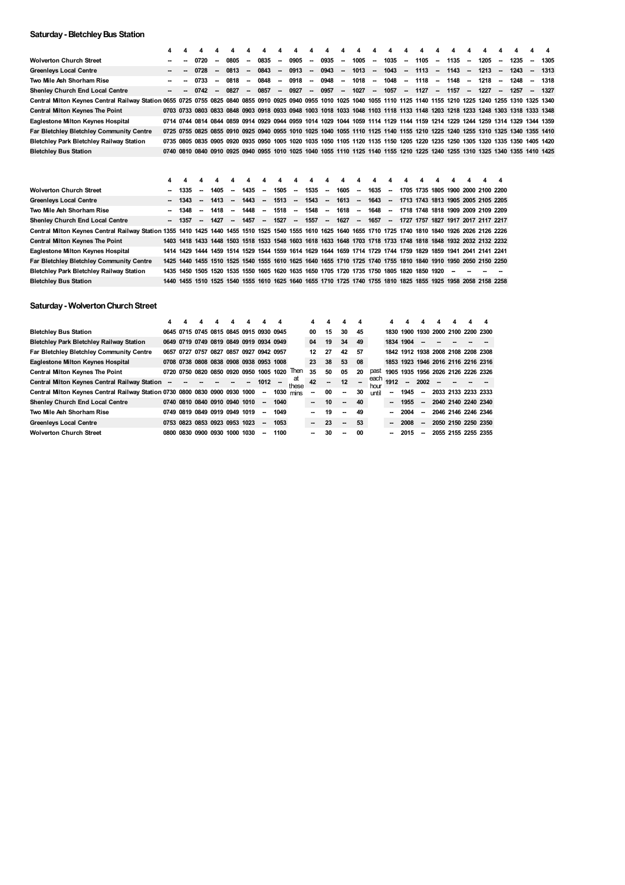## Saturday - Bletchley Bus Station

| | 4 | 4 | 4 | 4 | 4 | 4 | 4 | 4 | 4 | 4 | 4 | 4 | 4 | 4 | 4 | 4 | 4 | 4 | 4 | 4 | 4 | 4 | 4 | 4 |
|---|---|---|---|---|---|---|---|---|---|---|---|---|---|---|---|---|---|---|---|---|---|---|---|---|
| Wolverton Church Street | -- | -- | 0720 | -- | 0805 | -- | 0835 | -- | 0905 | -- | 0935 | -- | 1005 | -- | 1035 | -- | 1105 | -- | 1135 | -- | 1205 | -- | 1235 | -- | 1305 |
| Greenleys Local Centre | -- | -- | 0728 | -- | 0813 | -- | 0843 | -- | 0913 | -- | 0943 | -- | 1013 | -- | 1043 | -- | 1113 | -- | 1143 | -- | 1213 | -- | 1243 | -- | 1313 |
| Two Mile Ash Shorham Rise | -- | -- | 0733 | -- | 0818 | -- | 0848 | -- | 0918 | -- | 0948 | -- | 1018 | -- | 1048 | -- | 1118 | -- | 1148 | -- | 1218 | -- | 1248 | -- | 1318 |
| Shenley Church End Local Centre | -- | -- | 0742 | -- | 0827 | -- | 0857 | -- | 0927 | -- | 0957 | -- | 1027 | -- | 1057 | -- | 1127 | -- | 1157 | -- | 1227 | -- | 1257 | -- | 1327 |
| Central Milton Keynes Central Railway Station | 0655 | 0725 | 0755 | 0825 | 0840 | 0855 | 0910 | 0925 | 0940 | 0955 | 1010 | 1025 | 1040 | 1055 | 1110 | 1125 | 1140 | 1155 | 1210 | 1225 | 1240 | 1255 | 1310 | 1325 | 1340 |
| Central Milton Keynes The Point | 0703 | 0733 | 0803 | 0833 | 0848 | 0903 | 0918 | 0933 | 0948 | 1003 | 1018 | 1033 | 1048 | 1103 | 1118 | 1133 | 1148 | 1203 | 1218 | 1233 | 1248 | 1303 | 1318 | 1333 | 1348 |
| Eaglestone Milton Keynes Hospital | 0714 | 0744 | 0814 | 0844 | 0859 | 0914 | 0929 | 0944 | 0959 | 1014 | 1029 | 1044 | 1059 | 1114 | 1129 | 1144 | 1159 | 1214 | 1229 | 1244 | 1259 | 1314 | 1329 | 1344 | 1359 |
| Far Bletchley Bletchley Community Centre | 0725 | 0755 | 0825 | 0855 | 0910 | 0925 | 0940 | 0955 | 1010 | 1025 | 1040 | 1055 | 1110 | 1125 | 1140 | 1155 | 1210 | 1225 | 1240 | 1255 | 1310 | 1325 | 1340 | 1355 | 1410 |
| Bletchley Park Bletchley Railway Station | 0735 | 0805 | 0835 | 0905 | 0920 | 0935 | 0950 | 1005 | 1020 | 1035 | 1050 | 1105 | 1120 | 1135 | 1150 | 1205 | 1220 | 1235 | 1250 | 1305 | 1320 | 1335 | 1350 | 1405 | 1420 |
| Bletchley Bus Station | 0740 | 0810 | 0840 | 0910 | 0925 | 0940 | 0955 | 1010 | 1025 | 1040 | 1055 | 1110 | 1125 | 1140 | 1155 | 1210 | 1225 | 1240 | 1255 | 1310 | 1325 | 1340 | 1355 | 1410 | 1425 |

| | 4 | 4 | 4 | 4 | 4 | 4 | 4 | 4 | 4 | 4 | 4 | 4 | 4 | 4 | 4 | 4 | 4 | 4 | 4 | 4 | 4 | 4 |
|---|---|---|---|---|---|---|---|---|---|---|---|---|---|---|---|---|---|---|---|---|---|---|
| Wolverton Church Street | -- | 1335 | -- | 1405 | -- | 1435 | -- | 1505 | -- | 1535 | -- | 1605 | -- | 1635 | -- | 1705 | 1735 | 1805 | 1900 | 2000 | 2100 | 2200 |
| Greenleys Local Centre | -- | 1343 | -- | 1413 | -- | 1443 | -- | 1513 | -- | 1543 | -- | 1613 | -- | 1643 | -- | 1713 | 1743 | 1813 | 1905 | 2005 | 2105 | 2205 |
| Two Mile Ash Shorham Rise | -- | 1348 | -- | 1418 | -- | 1448 | -- | 1518 | -- | 1548 | -- | 1618 | -- | 1648 | -- | 1718 | 1748 | 1818 | 1909 | 2009 | 2109 | 2209 |
| Shenley Church End Local Centre | -- | 1357 | -- | 1427 | -- | 1457 | -- | 1527 | -- | 1557 | -- | 1627 | -- | 1657 | -- | 1727 | 1757 | 1827 | 1917 | 2017 | 2117 | 2217 |
| Central Milton Keynes Central Railway Station | 1355 | 1410 | 1425 | 1440 | 1455 | 1510 | 1525 | 1540 | 1555 | 1610 | 1625 | 1640 | 1655 | 1710 | 1725 | 1740 | 1810 | 1840 | 1926 | 2026 | 2126 | 2226 |
| Central Milton Keynes The Point | 1403 | 1418 | 1433 | 1448 | 1503 | 1518 | 1533 | 1548 | 1603 | 1618 | 1633 | 1648 | 1703 | 1718 | 1733 | 1748 | 1818 | 1848 | 1932 | 2032 | 2132 | 2232 |
| Eaglestone Milton Keynes Hospital | 1414 | 1429 | 1444 | 1459 | 1514 | 1529 | 1544 | 1559 | 1614 | 1629 | 1644 | 1659 | 1714 | 1729 | 1744 | 1759 | 1829 | 1859 | 1941 | 2041 | 2141 | 2241 |
| Far Bletchley Bletchley Community Centre | 1425 | 1440 | 1455 | 1510 | 1525 | 1540 | 1555 | 1610 | 1625 | 1640 | 1655 | 1710 | 1725 | 1740 | 1755 | 1810 | 1840 | 1910 | 1950 | 2050 | 2150 | 2250 |
| Bletchley Park Bletchley Railway Station | 1435 | 1450 | 1505 | 1520 | 1535 | 1550 | 1605 | 1620 | 1635 | 1650 | 1705 | 1720 | 1735 | 1750 | 1805 | 1820 | 1850 | 1920 | -- | -- | -- | -- |
| Bletchley Bus Station | 1440 | 1455 | 1510 | 1525 | 1540 | 1555 | 1610 | 1625 | 1640 | 1655 | 1710 | 1725 | 1740 | 1755 | 1810 | 1825 | 1855 | 1925 | 1958 | 2058 | 2158 | 2258 |

## Saturday - Wolverton Church Street

| | 4 | 4 | 4 | 4 | 4 | 4 | 4 | 4 | | 4 | 4 | 4 | 4 | | 4 | 4 | 4 | 4 | 4 | 4 | 4 |
|---|---|---|---|---|---|---|---|---|---|---|---|---|---|---|---|---|---|---|---|---|---|
| Bletchley Bus Station | 0645 | 0715 | 0745 | 0815 | 0845 | 0915 | 0930 | 0945 | | 00 | 15 | 30 | 45 | | 1830 | 1900 | 1930 | 2000 | 2100 | 2200 | 2300 |
| Bletchley Park Bletchley Railway Station | 0649 | 0719 | 0749 | 0819 | 0849 | 0919 | 0934 | 0949 | | 04 | 19 | 34 | 49 | | 1834 | 1904 | -- | -- | -- | -- | -- |
| Far Bletchley Bletchley Community Centre | 0657 | 0727 | 0757 | 0827 | 0857 | 0927 | 0942 | 0957 | | 12 | 27 | 42 | 57 | | 1842 | 1912 | 1938 | 2008 | 2108 | 2208 | 2308 |
| Eaglestone Milton Keynes Hospital | 0708 | 0738 | 0808 | 0838 | 0908 | 0938 | 0953 | 1008 | | 23 | 38 | 53 | 08 | | 1853 | 1923 | 1946 | 2016 | 2116 | 2216 | 2316 |
| Central Milton Keynes The Point | 0720 | 0750 | 0820 | 0850 | 0920 | 0950 | 1005 | 1020 | Then | 35 | 50 | 05 | 20 | past | 1905 | 1935 | 1956 | 2026 | 2126 | 2226 | 2326 |
| Central Milton Keynes Central Railway Station | -- | -- | -- | -- | -- | -- | 1012 | -- | at these | 42 | -- | 12 | -- | each hour | 1912 | -- | 2002 | -- | -- | -- | -- |
| Central Milton Keynes Central Railway Station | 0730 | 0800 | 0830 | 0900 | 0930 | 1000 | -- | 1030 | mins | -- | 00 | -- | 30 | until | -- | 1945 | -- | 2033 | 2133 | 2233 | 2333 |
| Shenley Church End Local Centre | 0740 | 0810 | 0840 | 0910 | 0940 | 1010 | -- | 1040 | | -- | 10 | -- | 40 | | -- | 1955 | -- | 2040 | 2140 | 2240 | 2340 |
| Two Mile Ash Shorham Rise | 0749 | 0819 | 0849 | 0919 | 0949 | 1019 | -- | 1049 | | -- | 19 | -- | 49 | | -- | 2004 | -- | 2046 | 2146 | 2246 | 2346 |
| Greenleys Local Centre | 0753 | 0823 | 0853 | 0923 | 0953 | 1023 | -- | 1053 | | -- | 23 | -- | 53 | | -- | 2008 | -- | 2050 | 2150 | 2250 | 2350 |
| Wolverton Church Street | 0800 | 0830 | 0900 | 0930 | 1000 | 1030 | -- | 1100 | | -- | 30 | -- | 00 | | -- | 2015 | -- | 2055 | 2155 | 2255 | 2355 |